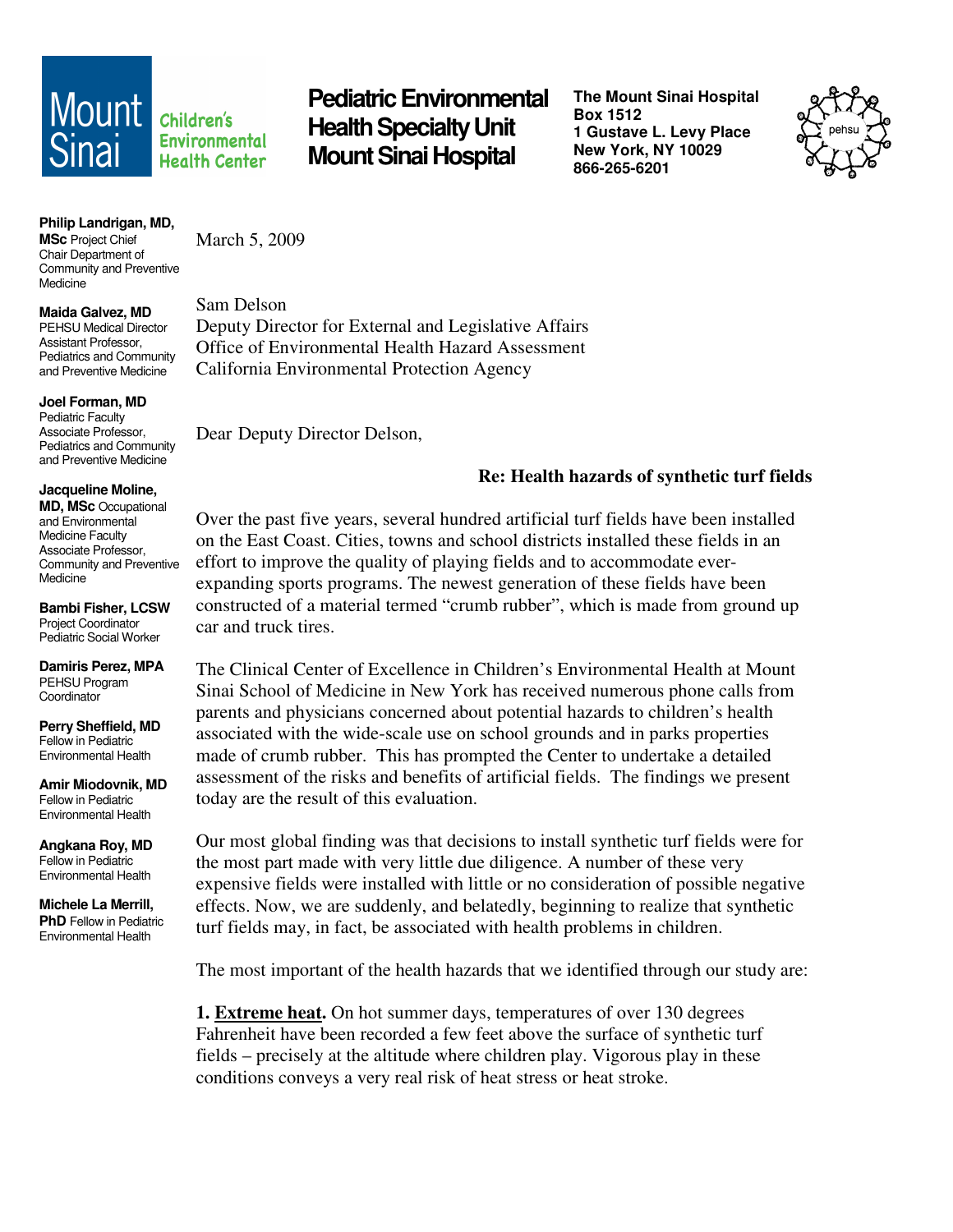**Mount Sinai** Children's Environmental Health Center

# Pediatric Environmental Health Specialty Unit Mount Sinai Hospital

**The Mount Sinai Hospital**
**Box 1512**
**1 Gustave L. Levy Place**
**New York, NY 10029**
**866-265-6201**

pehsu

**Philip Landrigan, MD, MSc** Project Chief
Chair Department of Community and Preventive Medicine

**Maida Galvez, MD**
PEHSU Medical Director
Assistant Professor, Pediatrics and Community and Preventive Medicine

**Joel Forman, MD**
Pediatric Faculty
Associate Professor, Pediatrics and Community and Preventive Medicine

**Jacqueline Moline, MD, MSc** Occupational and Environmental Medicine Faculty
Associate Professor, Community and Preventive Medicine

**Bambi Fisher, LCSW**
Project Coordinator
Pediatric Social Worker

**Damiris Perez, MPA**
PEHSU Program Coordinator

**Perry Sheffield, MD**
Fellow in Pediatric Environmental Health

**Amir Miodovnik, MD**
Fellow in Pediatric Environmental Health

**Angkana Roy, MD**
Fellow in Pediatric Environmental Health

**Michele La Merrill, PhD** Fellow in Pediatric Environmental Health

March 5, 2009

Sam Delson
Deputy Director for External and Legislative Affairs
Office of Environmental Health Hazard Assessment
California Environmental Protection Agency

Dear Deputy Director Delson,

**Re: Health hazards of synthetic turf fields**

Over the past five years, several hundred artificial turf fields have been installed on the East Coast. Cities, towns and school districts installed these fields in an effort to improve the quality of playing fields and to accommodate ever-expanding sports programs. The newest generation of these fields have been constructed of a material termed "crumb rubber", which is made from ground up car and truck tires.

The Clinical Center of Excellence in Children's Environmental Health at Mount Sinai School of Medicine in New York has received numerous phone calls from parents and physicians concerned about potential hazards to children's health associated with the wide-scale use on school grounds and in parks properties made of crumb rubber. This has prompted the Center to undertake a detailed assessment of the risks and benefits of artificial fields. The findings we present today are the result of this evaluation.

Our most global finding was that decisions to install synthetic turf fields were for the most part made with very little due diligence. A number of these very expensive fields were installed with little or no consideration of possible negative effects. Now, we are suddenly, and belatedly, beginning to realize that synthetic turf fields may, in fact, be associated with health problems in children.

The most important of the health hazards that we identified through our study are:

**1. Extreme heat.** On hot summer days, temperatures of over 130 degrees Fahrenheit have been recorded a few feet above the surface of synthetic turf fields – precisely at the altitude where children play. Vigorous play in these conditions conveys a very real risk of heat stress or heat stroke.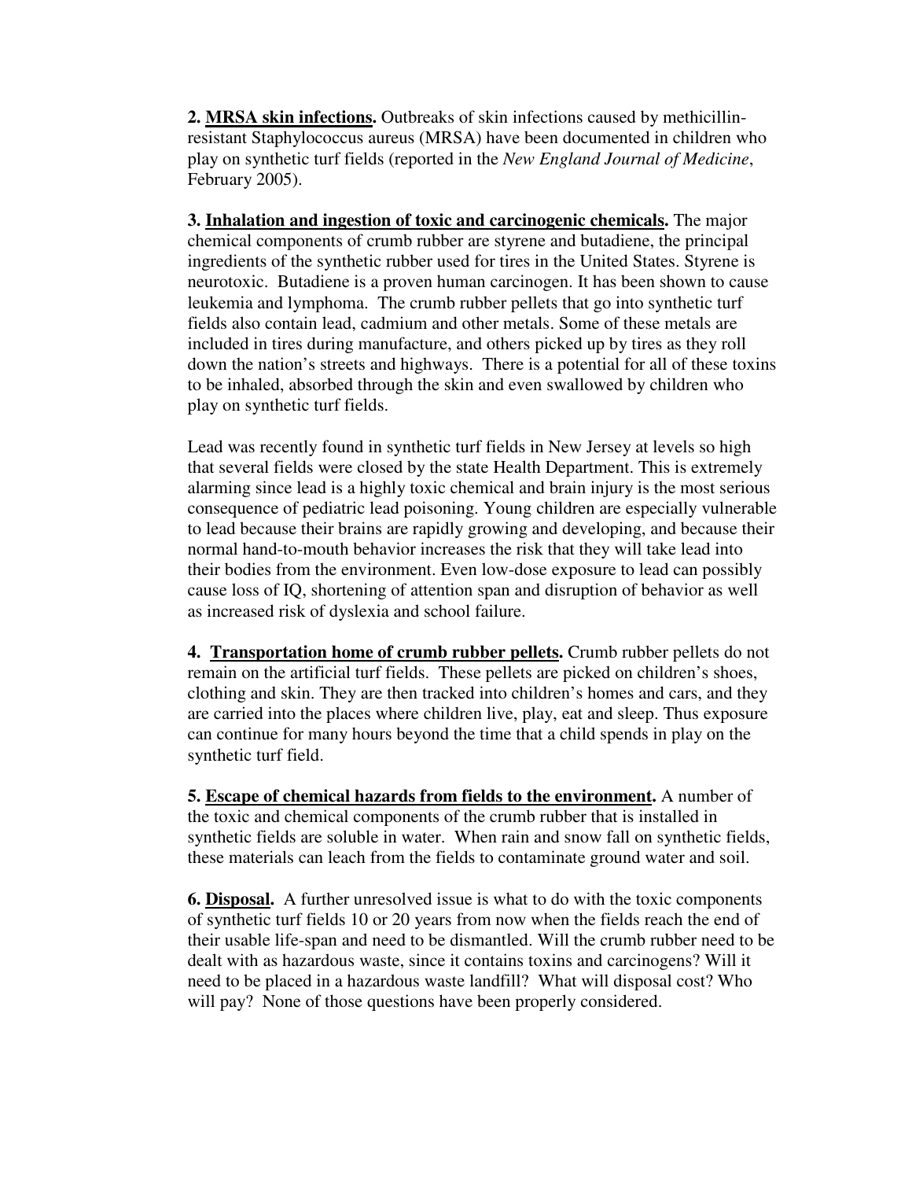**2. <u>MRSA skin infections</u>.** Outbreaks of skin infections caused by methicillin-resistant Staphylococcus aureus (MRSA) have been documented in children who play on synthetic turf fields (reported in the *New England Journal of Medicine*, February 2005).

**3. <u>Inhalation and ingestion of toxic and carcinogenic chemicals</u>.** The major chemical components of crumb rubber are styrene and butadiene, the principal ingredients of the synthetic rubber used for tires in the United States. Styrene is neurotoxic. Butadiene is a proven human carcinogen. It has been shown to cause leukemia and lymphoma. The crumb rubber pellets that go into synthetic turf fields also contain lead, cadmium and other metals. Some of these metals are included in tires during manufacture, and others picked up by tires as they roll down the nation's streets and highways. There is a potential for all of these toxins to be inhaled, absorbed through the skin and even swallowed by children who play on synthetic turf fields.

Lead was recently found in synthetic turf fields in New Jersey at levels so high that several fields were closed by the state Health Department. This is extremely alarming since lead is a highly toxic chemical and brain injury is the most serious consequence of pediatric lead poisoning. Young children are especially vulnerable to lead because their brains are rapidly growing and developing, and because their normal hand-to-mouth behavior increases the risk that they will take lead into their bodies from the environment. Even low-dose exposure to lead can possibly cause loss of IQ, shortening of attention span and disruption of behavior as well as increased risk of dyslexia and school failure.

**4. <u>Transportation home of crumb rubber pellets</u>.** Crumb rubber pellets do not remain on the artificial turf fields. These pellets are picked on children's shoes, clothing and skin. They are then tracked into children's homes and cars, and they are carried into the places where children live, play, eat and sleep. Thus exposure can continue for many hours beyond the time that a child spends in play on the synthetic turf field.

**5. <u>Escape of chemical hazards from fields to the environment</u>.** A number of the toxic and chemical components of the crumb rubber that is installed in synthetic fields are soluble in water. When rain and snow fall on synthetic fields, these materials can leach from the fields to contaminate ground water and soil.

**6. <u>Disposal</u>.** A further unresolved issue is what to do with the toxic components of synthetic turf fields 10 or 20 years from now when the fields reach the end of their usable life-span and need to be dismantled. Will the crumb rubber need to be dealt with as hazardous waste, since it contains toxins and carcinogens? Will it need to be placed in a hazardous waste landfill? What will disposal cost? Who will pay? None of those questions have been properly considered.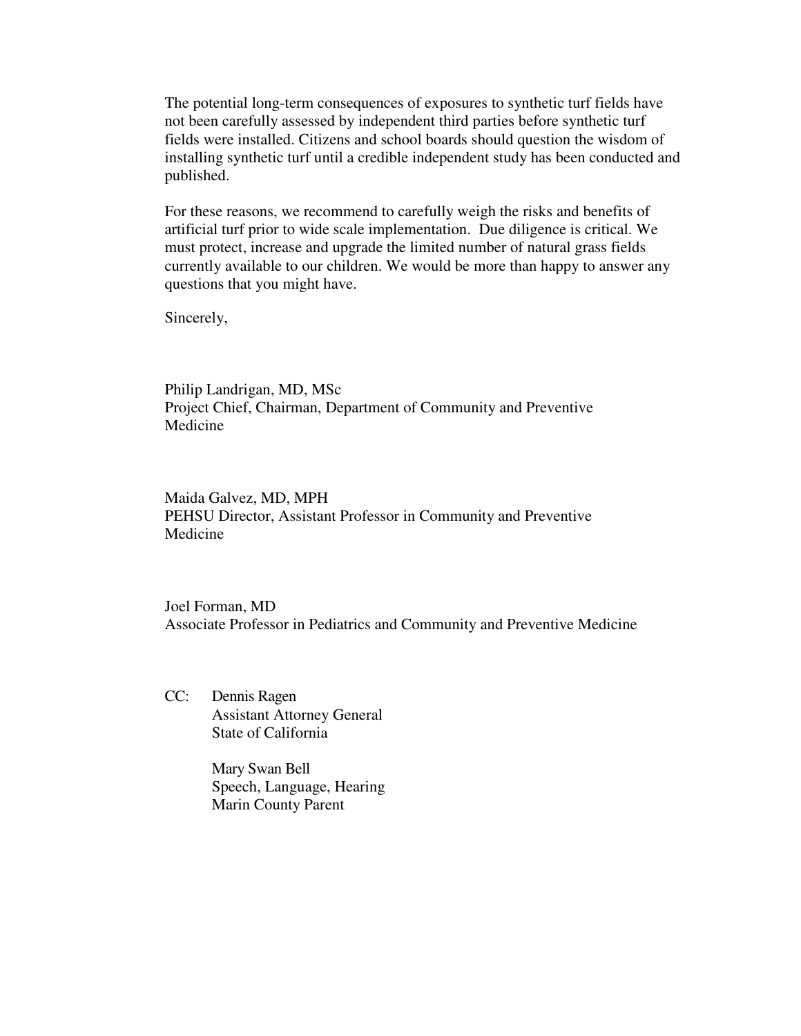The potential long-term consequences of exposures to synthetic turf fields have not been carefully assessed by independent third parties before synthetic turf fields were installed. Citizens and school boards should question the wisdom of installing synthetic turf until a credible independent study has been conducted and published.

For these reasons, we recommend to carefully weigh the risks and benefits of artificial turf prior to wide scale implementation. Due diligence is critical. We must protect, increase and upgrade the limited number of natural grass fields currently available to our children. We would be more than happy to answer any questions that you might have.

Sincerely,

Philip Landrigan, MD, MSc
Project Chief, Chairman, Department of Community and Preventive Medicine

Maida Galvez, MD, MPH
PEHSU Director, Assistant Professor in Community and Preventive Medicine

Joel Forman, MD
Associate Professor in Pediatrics and Community and Preventive Medicine

CC: Dennis Ragen
Assistant Attorney General
State of California

Mary Swan Bell
Speech, Language, Hearing
Marin County Parent